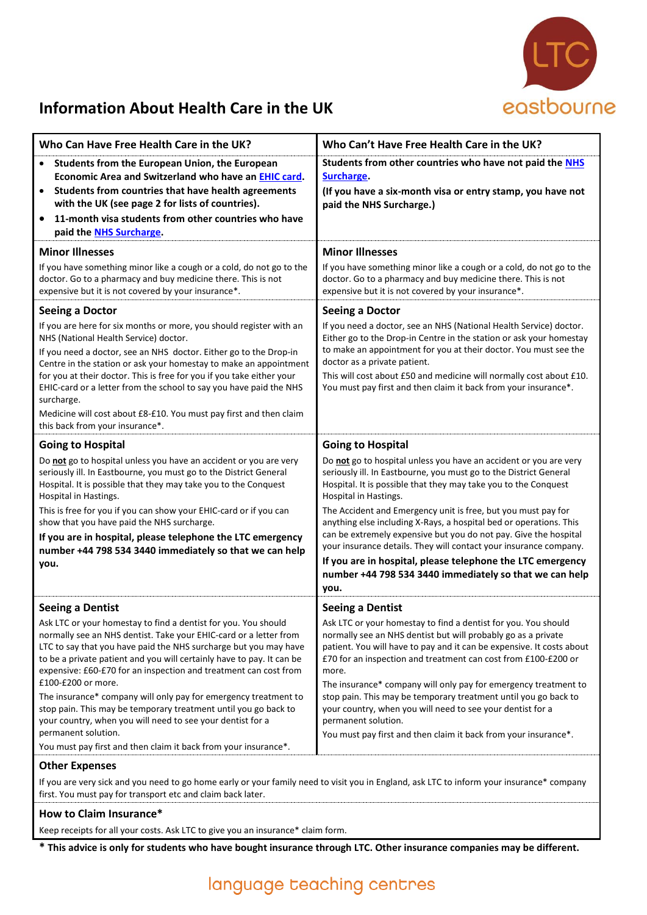# Information About Health Care in the UK

| Who Can Have Free Health Care in the UK? | Who Can't Have Free Health Care in the UK? |
|---|---|
| • **Students from the European Union, the European Economic Area and Switzerland who have an EHIC card.**<br>• **Students from countries that have health agreements with the UK (see page 2 for lists of countries).**<br>• **11-month visa students from other countries who have paid the NHS Surcharge.** | **Students from other countries who have not paid the NHS Surcharge.**<br>**(If you have a six-month visa or entry stamp, you have not paid the NHS Surcharge.)** |
| **Minor Illnesses**<br>If you have something minor like a cough or a cold, do not go to the doctor. Go to a pharmacy and buy medicine there. This is not expensive but it is not covered by your insurance*. | **Minor Illnesses**<br>If you have something minor like a cough or a cold, do not go to the doctor. Go to a pharmacy and buy medicine there. This is not expensive but it is not covered by your insurance*. |
| **Seeing a Doctor**<br>If you are here for six months or more, you should register with an NHS (National Health Service) doctor.<br>If you need a doctor, see an NHS doctor. Either go to the Drop-in Centre in the station or ask your homestay to make an appointment for you at their doctor. This is free for you if you take either your EHIC-card or a letter from the school to say you have paid the NHS surcharge.<br>Medicine will cost about £8-£10. You must pay first and then claim this back from your insurance*. | **Seeing a Doctor**<br>If you need a doctor, see an NHS (National Health Service) doctor. Either go to the Drop-in Centre in the station or ask your homestay to make an appointment for you at their doctor. You must see the doctor as a private patient.<br>This will cost about £50 and medicine will normally cost about £10. You must pay first and then claim it back from your insurance*. |
| **Going to Hospital**<br>Do **not** go to hospital unless you have an accident or you are very seriously ill. In Eastbourne, you must go to the District General Hospital. It is possible that they may take you to the Conquest Hospital in Hastings.<br>This is free for you if you can show your EHIC-card or if you can show that you have paid the NHS surcharge.<br>**If you are in hospital, please telephone the LTC emergency number +44 798 534 3440 immediately so that we can help you.** | **Going to Hospital**<br>Do **not** go to hospital unless you have an accident or you are very seriously ill. In Eastbourne, you must go to the District General Hospital. It is possible that they may take you to the Conquest Hospital in Hastings.<br>The Accident and Emergency unit is free, but you must pay for anything else including X-Rays, a hospital bed or operations. This can be extremely expensive but you do not pay. Give the hospital your insurance details. They will contact your insurance company.<br>**If you are in hospital, please telephone the LTC emergency number +44 798 534 3440 immediately so that we can help you.** |
| **Seeing a Dentist**<br>Ask LTC or your homestay to find a dentist for you. You should normally see an NHS dentist. Take your EHIC-card or a letter from LTC to say that you have paid the NHS surcharge but you may have to be a private patient and you will certainly have to pay. It can be expensive: £60-£70 for an inspection and treatment can cost from £100-£200 or more.<br>The insurance* company will only pay for emergency treatment to stop pain. This may be temporary treatment until you go back to your country, when you will need to see your dentist for a permanent solution.<br>You must pay first and then claim it back from your insurance*. | **Seeing a Dentist**<br>Ask LTC or your homestay to find a dentist for you. You should normally see an NHS dentist but will probably go as a private patient. You will have to pay and it can be expensive. It costs about £70 for an inspection and treatment can cost from £100-£200 or more.<br>The insurance* company will only pay for emergency treatment to stop pain. This may be temporary treatment until you go back to your country, when you will need to see your dentist for a permanent solution.<br>You must pay first and then claim it back from your insurance*. |

**Other Expenses**

If you are very sick and you need to go home early or your family need to visit you in England, ask LTC to inform your insurance* company first. You must pay for transport etc and claim back later.

**How to Claim Insurance***

Keep receipts for all your costs. Ask LTC to give you an insurance* claim form.

**\* This advice is only for students who have bought insurance through LTC. Other insurance companies may be different.**

language teaching centres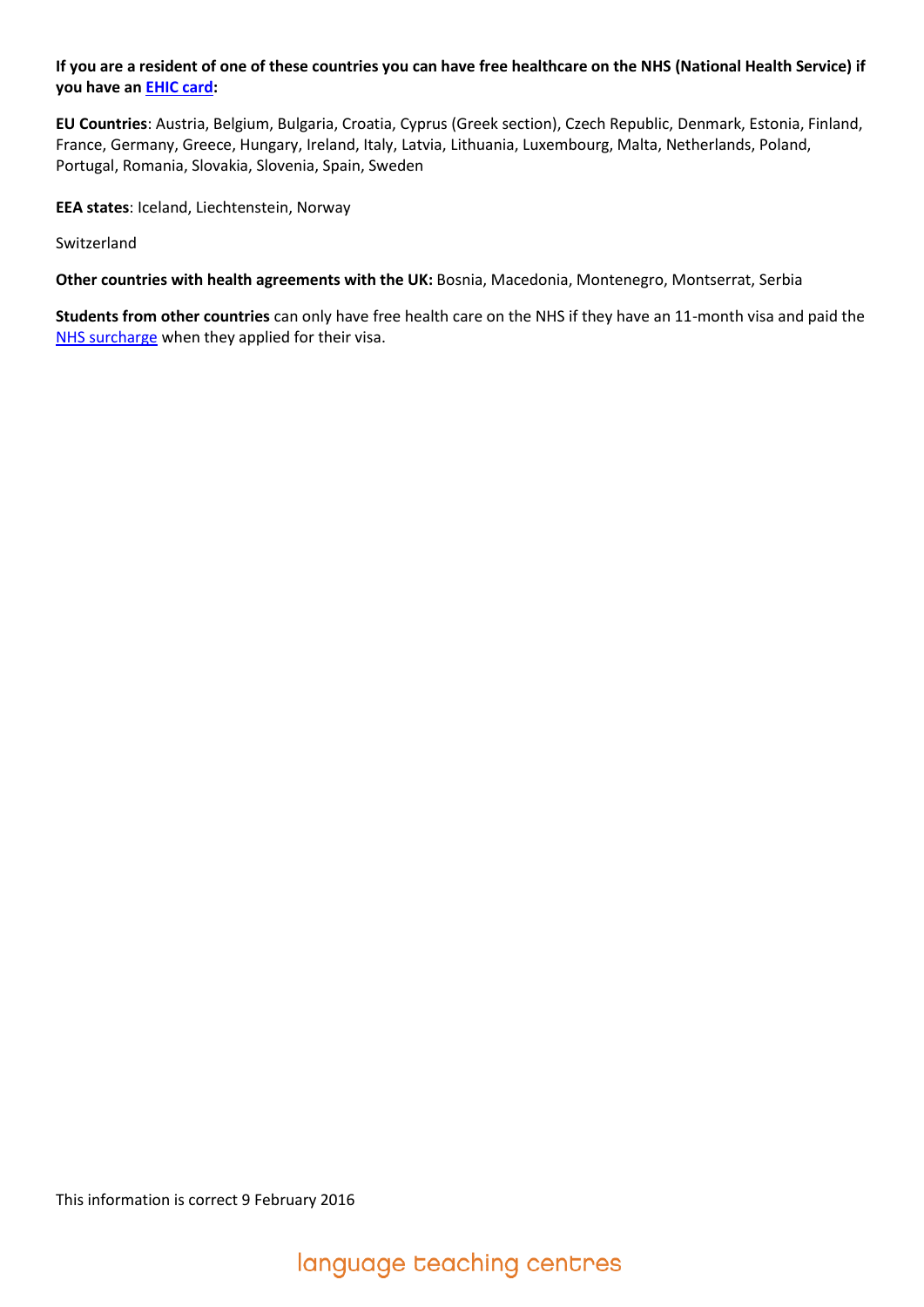**If you are a resident of one of these countries you can have free healthcare on the NHS (National Health Service) if you have an EHIC card:**

**EU Countries**: Austria, Belgium, Bulgaria, Croatia, Cyprus (Greek section), Czech Republic, Denmark, Estonia, Finland, France, Germany, Greece, Hungary, Ireland, Italy, Latvia, Lithuania, Luxembourg, Malta, Netherlands, Poland, Portugal, Romania, Slovakia, Slovenia, Spain, Sweden

**EEA states**: Iceland, Liechtenstein, Norway

Switzerland

**Other countries with health agreements with the UK:** Bosnia, Macedonia, Montenegro, Montserrat, Serbia

**Students from other countries** can only have free health care on the NHS if they have an 11-month visa and paid the NHS surcharge when they applied for their visa.

This information is correct 9 February 2016

language teaching centres